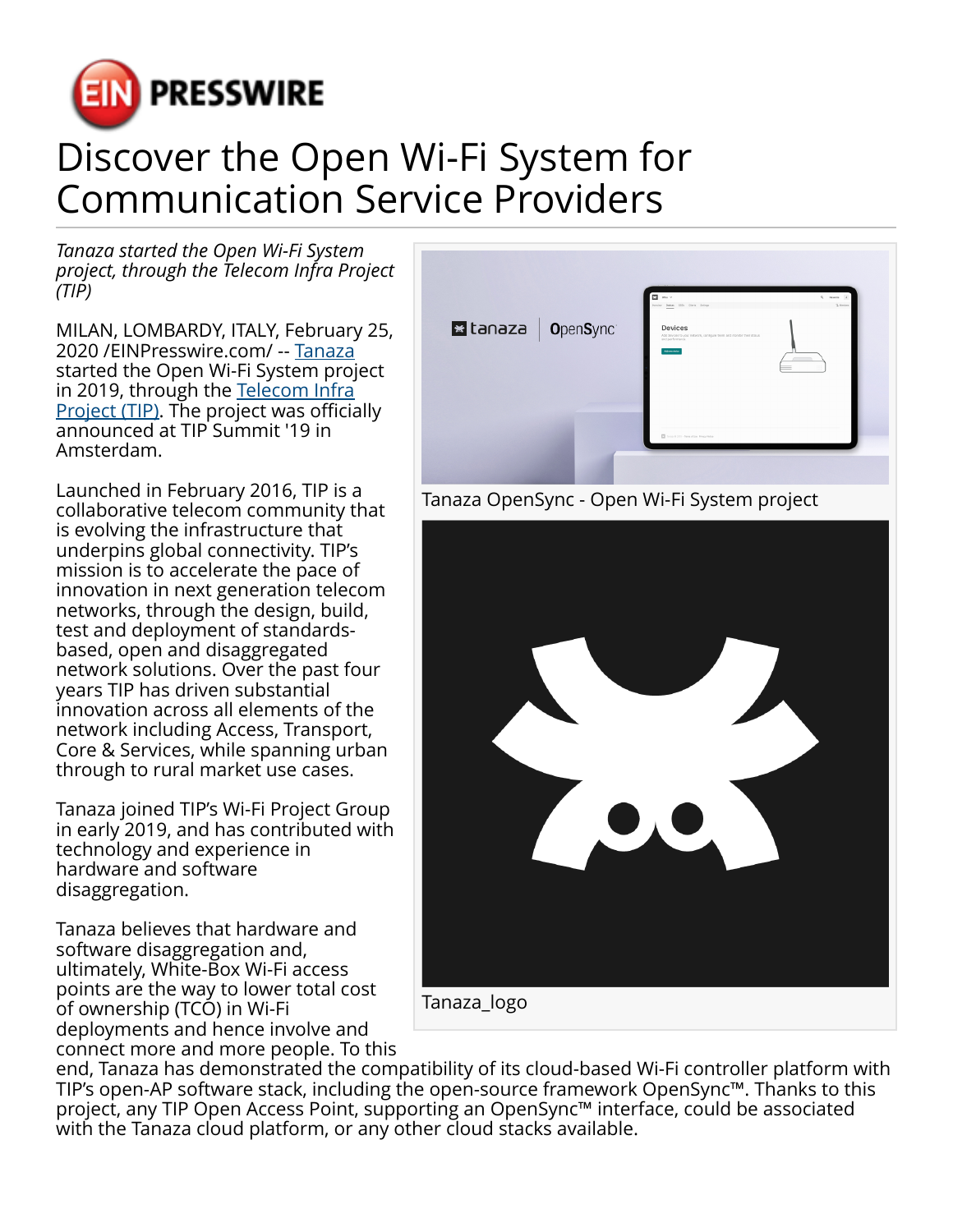# Discover the Open Wi-Fi System for Communication Service Providers

*Tanaza started the Open Wi-Fi System project, through the Telecom Infra Project (TIP)*

MILAN, LOMBARDY, ITALY, February 25, 2020 /EINPresswire.com/ -- Tanaza started the Open Wi-Fi System project in 2019, through the Telecom Infra Project (TIP). The project was officially announced at TIP Summit '19 in Amsterdam.

Launched in February 2016, TIP is a collaborative telecom community that is evolving the infrastructure that underpins global connectivity. TIP's mission is to accelerate the pace of innovation in next generation telecom networks, through the design, build, test and deployment of standards-based, open and disaggregated network solutions. Over the past four years TIP has driven substantial innovation across all elements of the network including Access, Transport, Core & Services, while spanning urban through to rural market use cases.

Tanaza joined TIP's Wi-Fi Project Group in early 2019, and has contributed with technology and experience in hardware and software disaggregation.

Tanaza believes that hardware and software disaggregation and, ultimately, White-Box Wi-Fi access points are the way to lower total cost of ownership (TCO) in Wi-Fi deployments and hence involve and connect more and more people. To this end, Tanaza has demonstrated the compatibility of its cloud-based Wi-Fi controller platform with TIP's open-AP software stack, including the open-source framework OpenSync™. Thanks to this project, any TIP Open Access Point, supporting an OpenSync™ interface, could be associated with the Tanaza cloud platform, or any other cloud stacks available.

Tanaza OpenSync - Open Wi-Fi System project

Tanaza_logo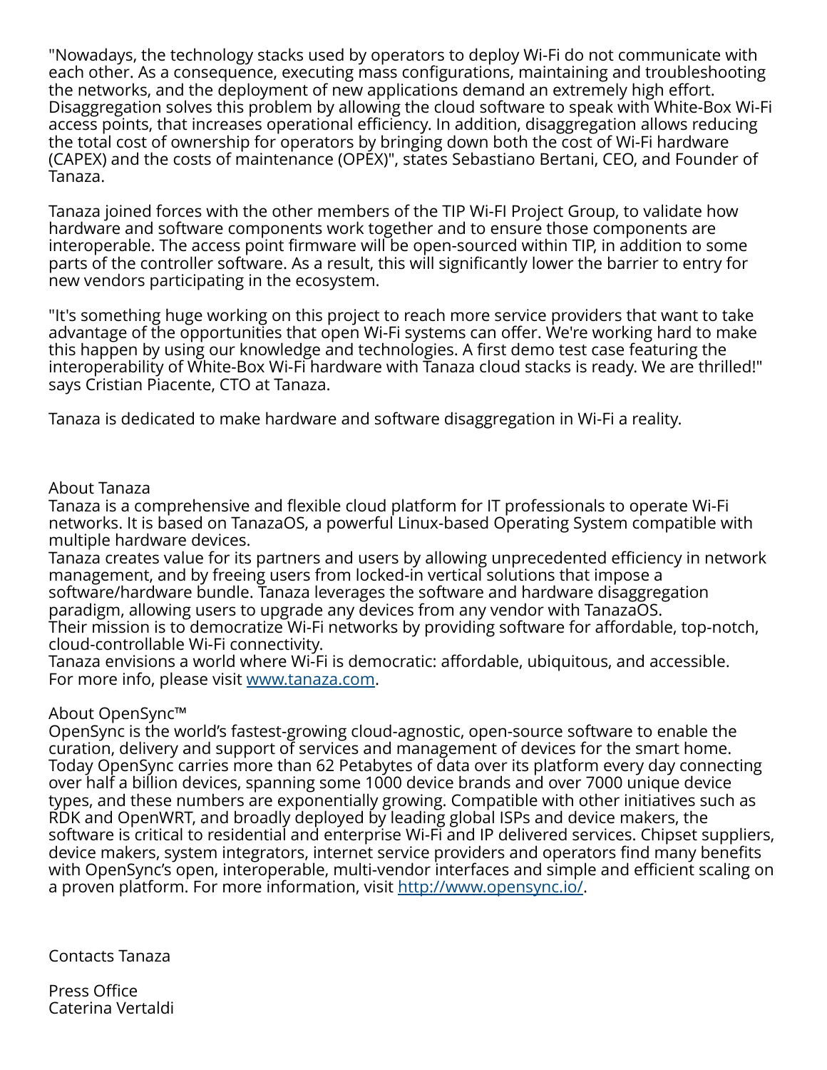"Nowadays, the technology stacks used by operators to deploy Wi-Fi do not communicate with each other. As a consequence, executing mass configurations, maintaining and troubleshooting the networks, and the deployment of new applications demand an extremely high effort. Disaggregation solves this problem by allowing the cloud software to speak with White-Box Wi-Fi access points, that increases operational efficiency. In addition, disaggregation allows reducing the total cost of ownership for operators by bringing down both the cost of Wi-Fi hardware (CAPEX) and the costs of maintenance (OPEX)", states Sebastiano Bertani, CEO, and Founder of Tanaza.

Tanaza joined forces with the other members of the TIP Wi-FI Project Group, to validate how hardware and software components work together and to ensure those components are interoperable. The access point firmware will be open-sourced within TIP, in addition to some parts of the controller software. As a result, this will significantly lower the barrier to entry for new vendors participating in the ecosystem.

"It's something huge working on this project to reach more service providers that want to take advantage of the opportunities that open Wi-Fi systems can offer. We're working hard to make this happen by using our knowledge and technologies. A first demo test case featuring the interoperability of White-Box Wi-Fi hardware with Tanaza cloud stacks is ready. We are thrilled!" says Cristian Piacente, CTO at Tanaza.

Tanaza is dedicated to make hardware and software disaggregation in Wi-Fi a reality.

About Tanaza
Tanaza is a comprehensive and flexible cloud platform for IT professionals to operate Wi-Fi networks. It is based on TanazaOS, a powerful Linux-based Operating System compatible with multiple hardware devices.
Tanaza creates value for its partners and users by allowing unprecedented efficiency in network management, and by freeing users from locked-in vertical solutions that impose a software/hardware bundle. Tanaza leverages the software and hardware disaggregation paradigm, allowing users to upgrade any devices from any vendor with TanazaOS.
Their mission is to democratize Wi-Fi networks by providing software for affordable, top-notch, cloud-controllable Wi-Fi connectivity.
Tanaza envisions a world where Wi-Fi is democratic: affordable, ubiquitous, and accessible.
For more info, please visit [www.tanaza.com](www.tanaza.com).

About OpenSync™
OpenSync is the world's fastest-growing cloud-agnostic, open-source software to enable the curation, delivery and support of services and management of devices for the smart home. Today OpenSync carries more than 62 Petabytes of data over its platform every day connecting over half a billion devices, spanning some 1000 device brands and over 7000 unique device types, and these numbers are exponentially growing. Compatible with other initiatives such as RDK and OpenWRT, and broadly deployed by leading global ISPs and device makers, the software is critical to residential and enterprise Wi-Fi and IP delivered services. Chipset suppliers, device makers, system integrators, internet service providers and operators find many benefits with OpenSync's open, interoperable, multi-vendor interfaces and simple and efficient scaling on a proven platform. For more information, visit [http://www.opensync.io/](http://www.opensync.io/).

Contacts Tanaza

Press Office
Caterina Vertaldi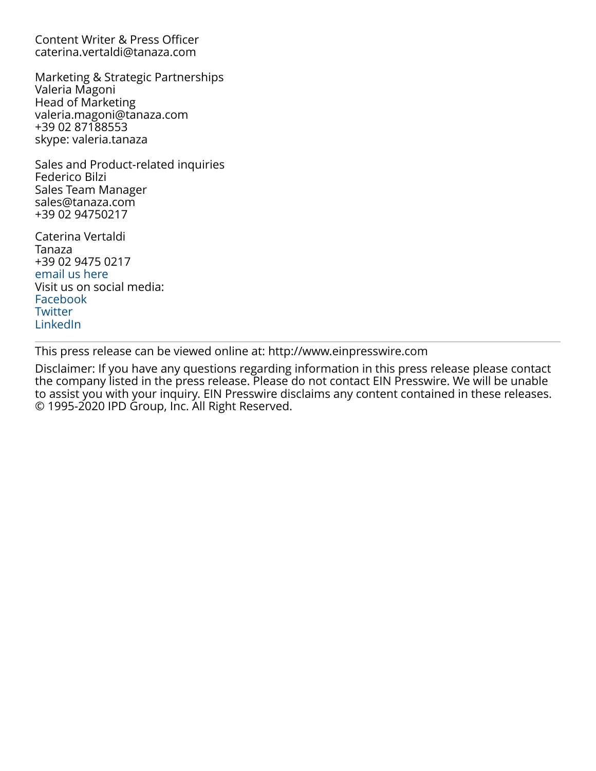Content Writer & Press Officer
caterina.vertaldi@tanaza.com

Marketing & Strategic Partnerships
Valeria Magoni
Head of Marketing
valeria.magoni@tanaza.com
+39 02 87188553
skype: valeria.tanaza

Sales and Product-related inquiries
Federico Bilzi
Sales Team Manager
sales@tanaza.com
+39 02 94750217

Caterina Vertaldi
Tanaza
+39 02 9475 0217
email us here
Visit us on social media:
Facebook
Twitter
LinkedIn

---

This press release can be viewed online at: http://www.einpresswire.com

Disclaimer: If you have any questions regarding information in this press release please contact the company listed in the press release. Please do not contact EIN Presswire. We will be unable to assist you with your inquiry. EIN Presswire disclaims any content contained in these releases. © 1995-2020 IPD Group, Inc. All Right Reserved.